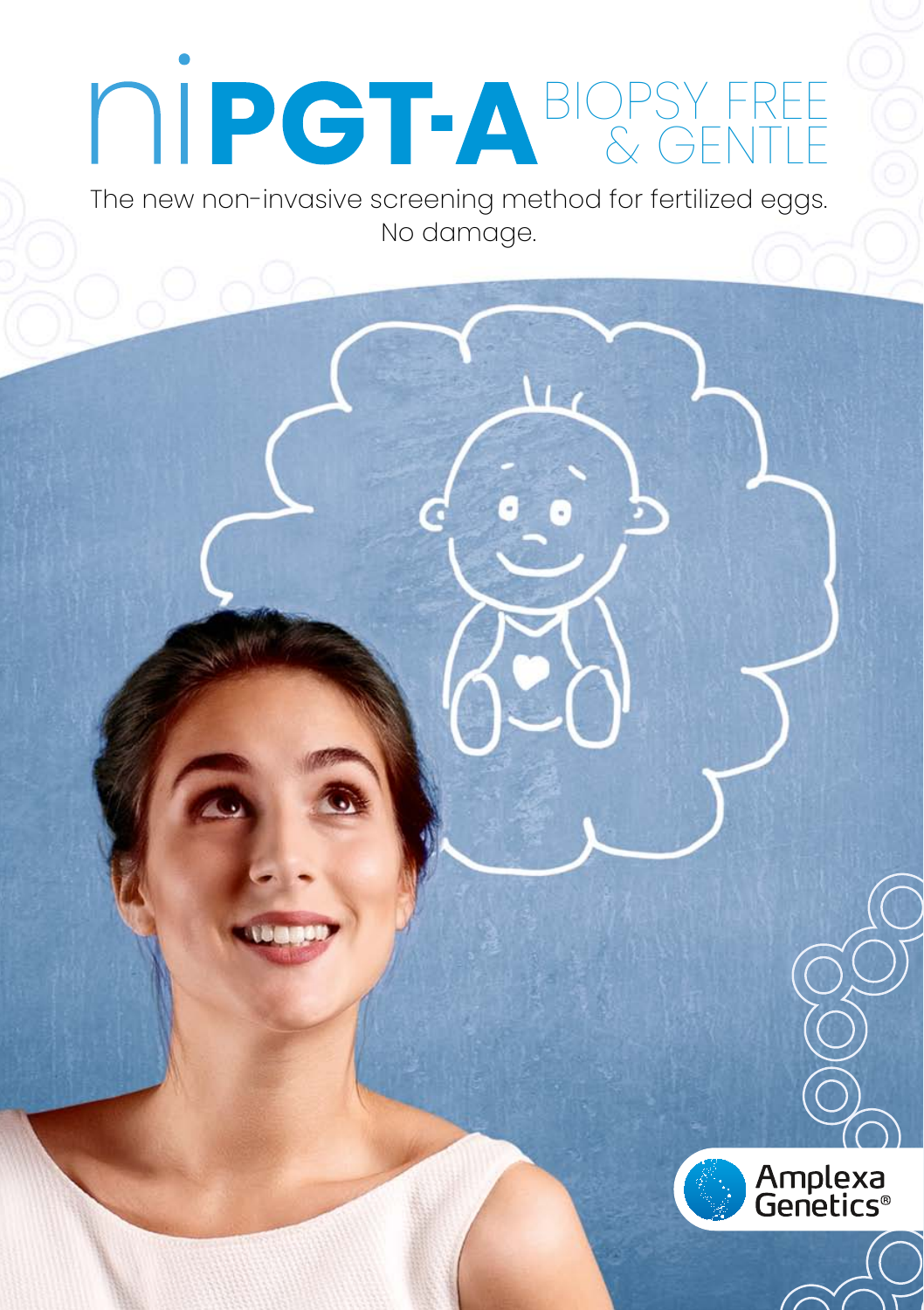# niPGT-A BIOPSY FREE & GENTLE

The new non-invasive screening method for fertilized eggs.
No damage.

Amplexa Genetics®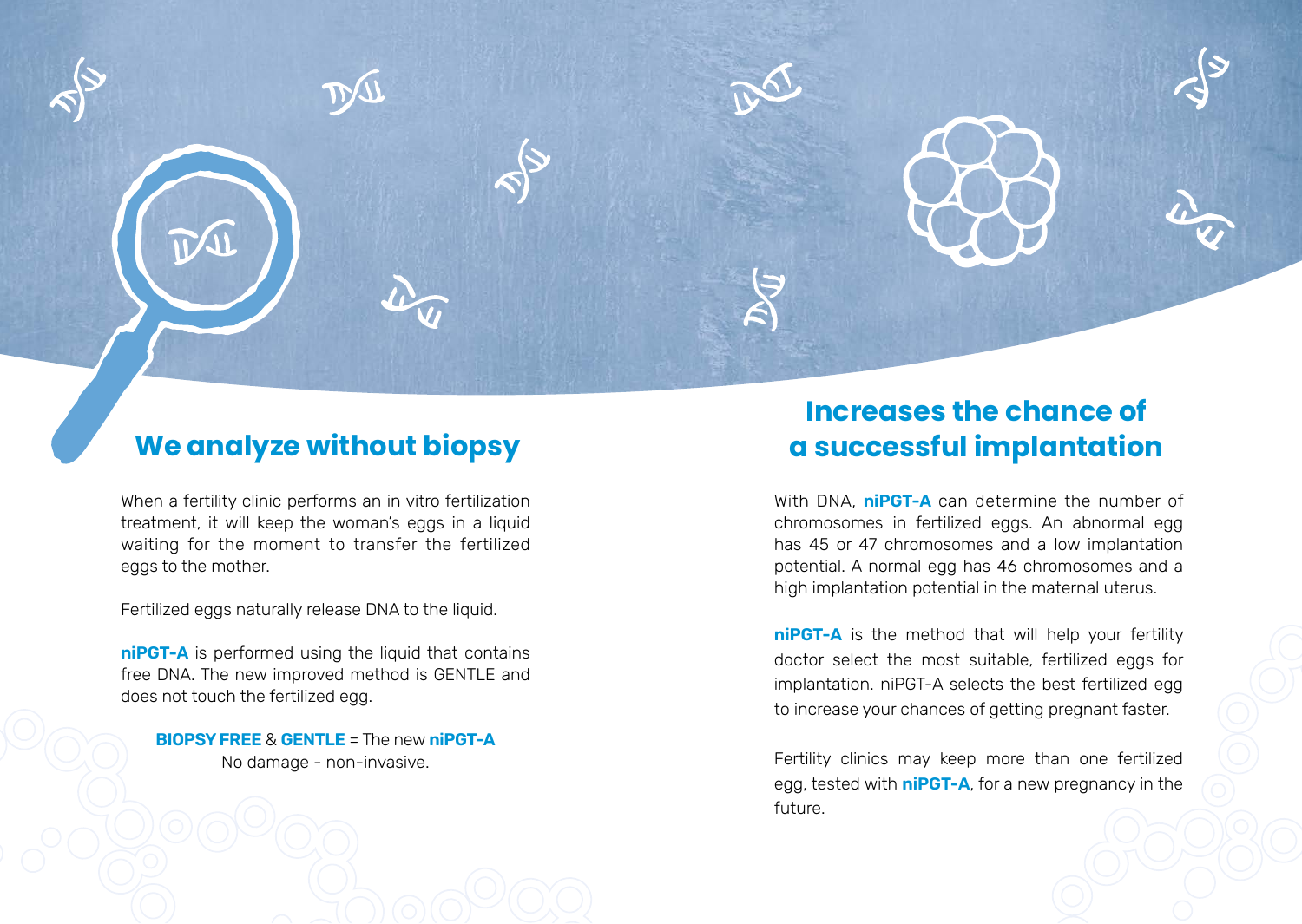## We analyze without biopsy

When a fertility clinic performs an in vitro fertilization treatment, it will keep the woman's eggs in a liquid waiting for the moment to transfer the fertilized eggs to the mother.

Fertilized eggs naturally release DNA to the liquid.

**niPGT-A** is performed using the liquid that contains free DNA. The new improved method is GENTLE and does not touch the fertilized egg.

**BIOPSY FREE** & **GENTLE** = The new **niPGT-A**
No damage - non-invasive.

## Increases the chance of a successful implantation

With DNA, **niPGT-A** can determine the number of chromosomes in fertilized eggs. An abnormal egg has 45 or 47 chromosomes and a low implantation potential. A normal egg has 46 chromosomes and a high implantation potential in the maternal uterus.

**niPGT-A** is the method that will help your fertility doctor select the most suitable, fertilized eggs for implantation. niPGT-A selects the best fertilized egg to increase your chances of getting pregnant faster.

Fertility clinics may keep more than one fertilized egg, tested with **niPGT-A**, for a new pregnancy in the future.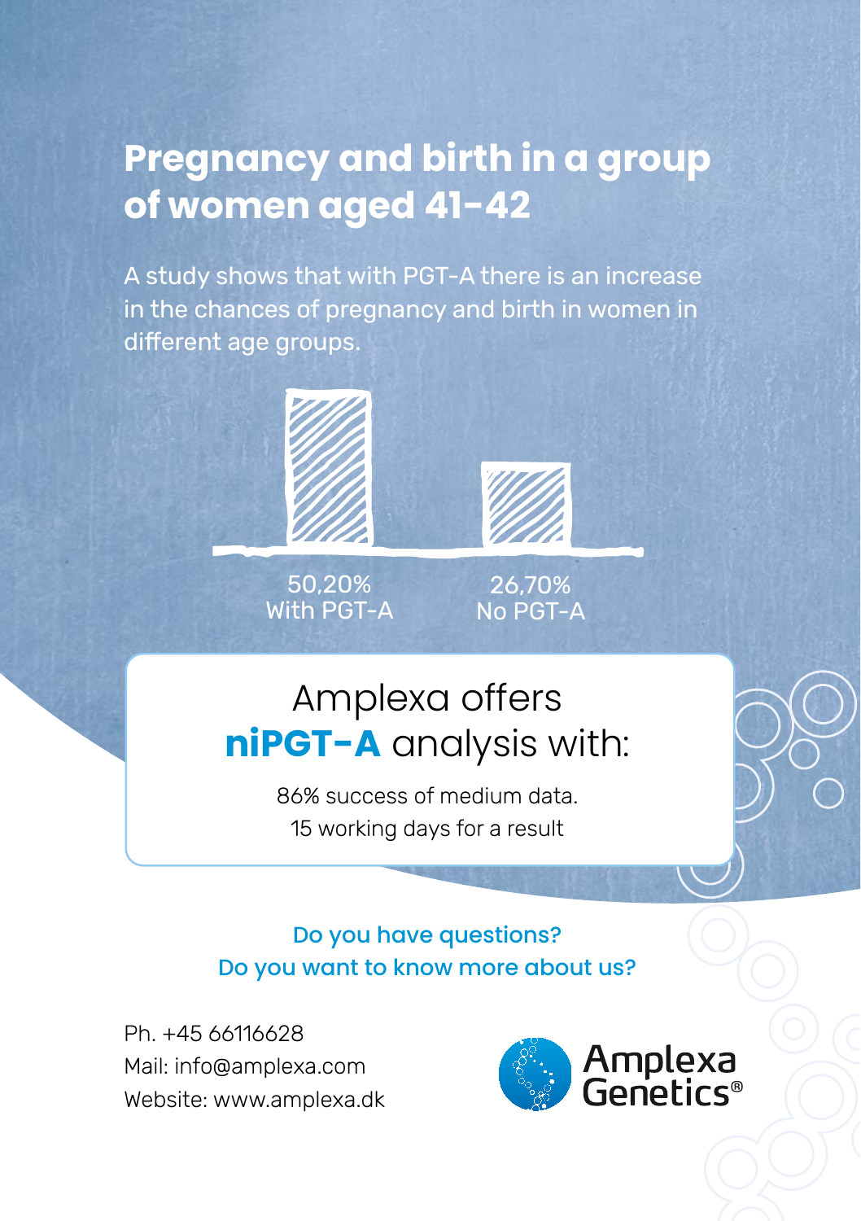# Pregnancy and birth in a group of women aged 41-42

A study shows that with PGT-A there is an increase in the chances of pregnancy and birth in women in different age groups.

50,20%
With PGT-A

26,70%
No PGT-A

## Amplexa offers **niPGT-A** analysis with:

86% success of medium data.
15 working days for a result

Do you have questions?
Do you want to know more about us?

Ph. +45 66116628
Mail: info@amplexa.com
Website: www.amplexa.dk

Amplexa Genetics®